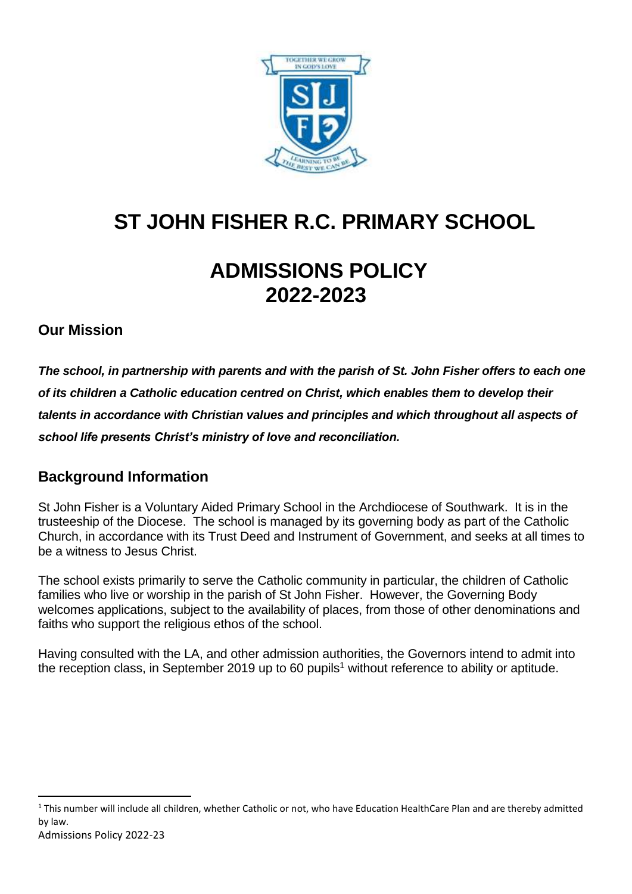# ST JOHN FISHER R.C. PRIMARY SCHOOL

# ADMISSIONS POLICY 2022-2023

## Our Mission

***The school, in partnership with parents and with the parish of St. John Fisher offers to each one of its children a Catholic education centred on Christ, which enables them to develop their talents in accordance with Christian values and principles and which throughout all aspects of school life presents Christ's ministry of love and reconciliation.***

## Background Information

St John Fisher is a Voluntary Aided Primary School in the Archdiocese of Southwark. It is in the trusteeship of the Diocese. The school is managed by its governing body as part of the Catholic Church, in accordance with its Trust Deed and Instrument of Government, and seeks at all times to be a witness to Jesus Christ.

The school exists primarily to serve the Catholic community in particular, the children of Catholic families who live or worship in the parish of St John Fisher. However, the Governing Body welcomes applications, subject to the availability of places, from those of other denominations and faiths who support the religious ethos of the school.

Having consulted with the LA, and other admission authorities, the Governors intend to admit into the reception class, in September 2019 up to 60 pupils[1] without reference to ability or aptitude.

[1] This number will include all children, whether Catholic or not, who have Education HealthCare Plan and are thereby admitted by law.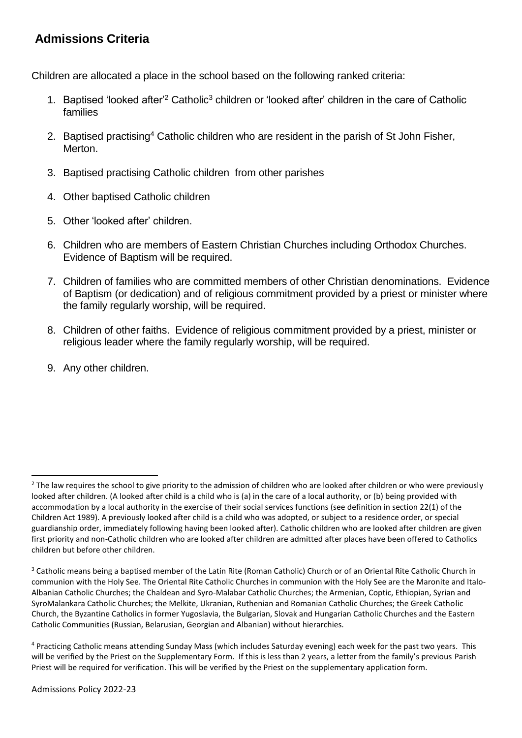## Admissions Criteria

Children are allocated a place in the school based on the following ranked criteria:

1. Baptised 'looked after'[2] Catholic[3] children or 'looked after' children in the care of Catholic families

2. Baptised practising[4] Catholic children who are resident in the parish of St John Fisher, Merton.

3. Baptised practising Catholic children from other parishes

4. Other baptised Catholic children

5. Other 'looked after' children.

6. Children who are members of Eastern Christian Churches including Orthodox Churches. Evidence of Baptism will be required.

7. Children of families who are committed members of other Christian denominations. Evidence of Baptism (or dedication) and of religious commitment provided by a priest or minister where the family regularly worship, will be required.

8. Children of other faiths. Evidence of religious commitment provided by a priest, minister or religious leader where the family regularly worship, will be required.

9. Any other children.

---

[2] The law requires the school to give priority to the admission of children who are looked after children or who were previously looked after children. (A looked after child is a child who is (a) in the care of a local authority, or (b) being provided with accommodation by a local authority in the exercise of their social services functions (see definition in section 22(1) of the Children Act 1989). A previously looked after child is a child who was adopted, or subject to a residence order, or special guardianship order, immediately following having been looked after). Catholic children who are looked after children are given first priority and non-Catholic children who are looked after children are admitted after places have been offered to Catholics children but before other children.

[3] Catholic means being a baptised member of the Latin Rite (Roman Catholic) Church or of an Oriental Rite Catholic Church in communion with the Holy See. The Oriental Rite Catholic Churches in communion with the Holy See are the Maronite and Italo-Albanian Catholic Churches; the Chaldean and Syro-Malabar Catholic Churches; the Armenian, Coptic, Ethiopian, Syrian and SyroMalankara Catholic Churches; the Melkite, Ukranian, Ruthenian and Romanian Catholic Churches; the Greek Catholic Church, the Byzantine Catholics in former Yugoslavia, the Bulgarian, Slovak and Hungarian Catholic Churches and the Eastern Catholic Communities (Russian, Belarusian, Georgian and Albanian) without hierarchies.

[4] Practicing Catholic means attending Sunday Mass (which includes Saturday evening) each week for the past two years. This will be verified by the Priest on the Supplementary Form. If this is less than 2 years, a letter from the family's previous Parish Priest will be required for verification. This will be verified by the Priest on the supplementary application form.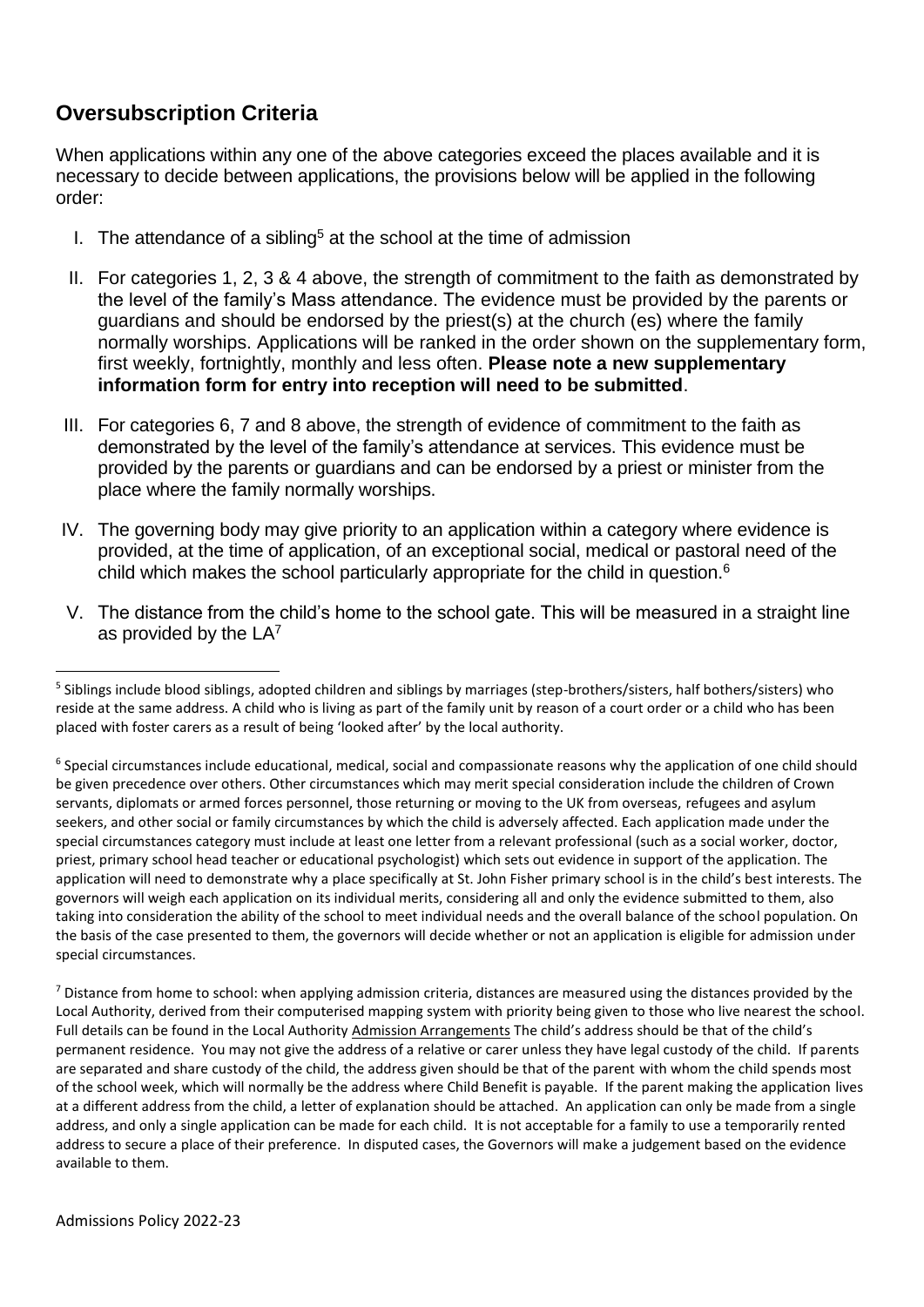## Oversubscription Criteria

When applications within any one of the above categories exceed the places available and it is necessary to decide between applications, the provisions below will be applied in the following order:

I. The attendance of a sibling[5] at the school at the time of admission

II. For categories 1, 2, 3 & 4 above, the strength of commitment to the faith as demonstrated by the level of the family's Mass attendance. The evidence must be provided by the parents or guardians and should be endorsed by the priest(s) at the church (es) where the family normally worships. Applications will be ranked in the order shown on the supplementary form, first weekly, fortnightly, monthly and less often. **Please note a new supplementary information form for entry into reception will need to be submitted**.

III. For categories 6, 7 and 8 above, the strength of evidence of commitment to the faith as demonstrated by the level of the family's attendance at services. This evidence must be provided by the parents or guardians and can be endorsed by a priest or minister from the place where the family normally worships.

IV. The governing body may give priority to an application within a category where evidence is provided, at the time of application, of an exceptional social, medical or pastoral need of the child which makes the school particularly appropriate for the child in question.[6]

V. The distance from the child's home to the school gate. This will be measured in a straight line as provided by the LA[7]

---

[5] Siblings include blood siblings, adopted children and siblings by marriages (step-brothers/sisters, half bothers/sisters) who reside at the same address. A child who is living as part of the family unit by reason of a court order or a child who has been placed with foster carers as a result of being 'looked after' by the local authority.

[6] Special circumstances include educational, medical, social and compassionate reasons why the application of one child should be given precedence over others. Other circumstances which may merit special consideration include the children of Crown servants, diplomats or armed forces personnel, those returning or moving to the UK from overseas, refugees and asylum seekers, and other social or family circumstances by which the child is adversely affected. Each application made under the special circumstances category must include at least one letter from a relevant professional (such as a social worker, doctor, priest, primary school head teacher or educational psychologist) which sets out evidence in support of the application. The application will need to demonstrate why a place specifically at St. John Fisher primary school is in the child's best interests. The governors will weigh each application on its individual merits, considering all and only the evidence submitted to them, also taking into consideration the ability of the school to meet individual needs and the overall balance of the school population. On the basis of the case presented to them, the governors will decide whether or not an application is eligible for admission under special circumstances.

[7] Distance from home to school: when applying admission criteria, distances are measured using the distances provided by the Local Authority, derived from their computerised mapping system with priority being given to those who live nearest the school. Full details can be found in the Local Authority Admission Arrangements The child's address should be that of the child's permanent residence. You may not give the address of a relative or carer unless they have legal custody of the child. If parents are separated and share custody of the child, the address given should be that of the parent with whom the child spends most of the school week, which will normally be the address where Child Benefit is payable. If the parent making the application lives at a different address from the child, a letter of explanation should be attached. An application can only be made from a single address, and only a single application can be made for each child. It is not acceptable for a family to use a temporarily rented address to secure a place of their preference. In disputed cases, the Governors will make a judgement based on the evidence available to them.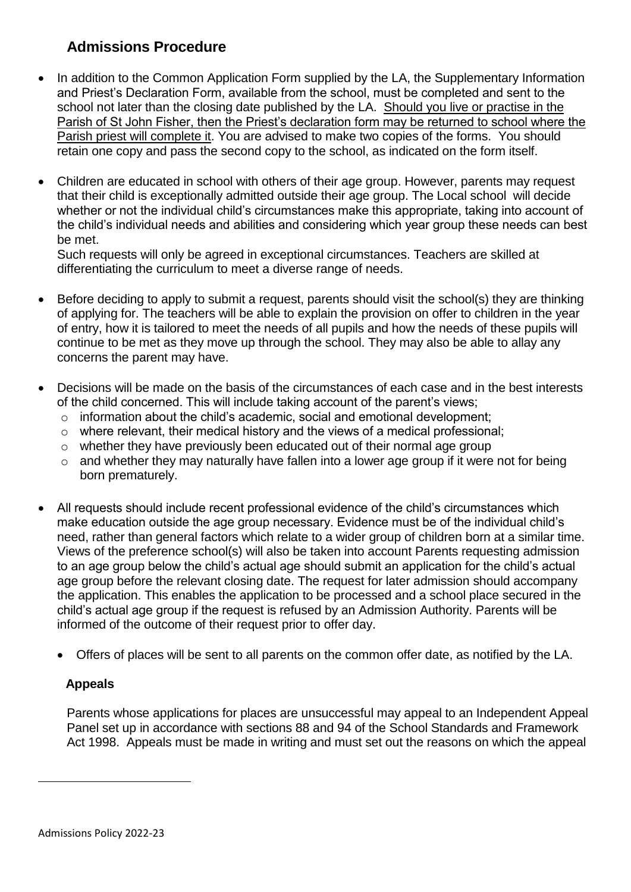## Admissions Procedure

- In addition to the Common Application Form supplied by the LA, the Supplementary Information and Priest's Declaration Form, available from the school, must be completed and sent to the school not later than the closing date published by the LA. Should you live or practise in the Parish of St John Fisher, then the Priest's declaration form may be returned to school where the Parish priest will complete it. You are advised to make two copies of the forms. You should retain one copy and pass the second copy to the school, as indicated on the form itself.

- Children are educated in school with others of their age group. However, parents may request that their child is exceptionally admitted outside their age group. The Local school will decide whether or not the individual child's circumstances make this appropriate, taking into account of the child's individual needs and abilities and considering which year group these needs can best be met.

  Such requests will only be agreed in exceptional circumstances. Teachers are skilled at differentiating the curriculum to meet a diverse range of needs.

- Before deciding to apply to submit a request, parents should visit the school(s) they are thinking of applying for. The teachers will be able to explain the provision on offer to children in the year of entry, how it is tailored to meet the needs of all pupils and how the needs of these pupils will continue to be met as they move up through the school. They may also be able to allay any concerns the parent may have.

- Decisions will be made on the basis of the circumstances of each case and in the best interests of the child concerned. This will include taking account of the parent's views;
  - information about the child's academic, social and emotional development;
  - where relevant, their medical history and the views of a medical professional;
  - whether they have previously been educated out of their normal age group
  - and whether they may naturally have fallen into a lower age group if it were not for being born prematurely.

- All requests should include recent professional evidence of the child's circumstances which make education outside the age group necessary. Evidence must be of the individual child's need, rather than general factors which relate to a wider group of children born at a similar time. Views of the preference school(s) will also be taken into account Parents requesting admission to an age group below the child's actual age should submit an application for the child's actual age group before the relevant closing date. The request for later admission should accompany the application. This enables the application to be processed and a school place secured in the child's actual age group if the request is refused by an Admission Authority. Parents will be informed of the outcome of their request prior to offer day.

  - Offers of places will be sent to all parents on the common offer date, as notified by the LA.

### Appeals

Parents whose applications for places are unsuccessful may appeal to an Independent Appeal Panel set up in accordance with sections 88 and 94 of the School Standards and Framework Act 1998. Appeals must be made in writing and must set out the reasons on which the appeal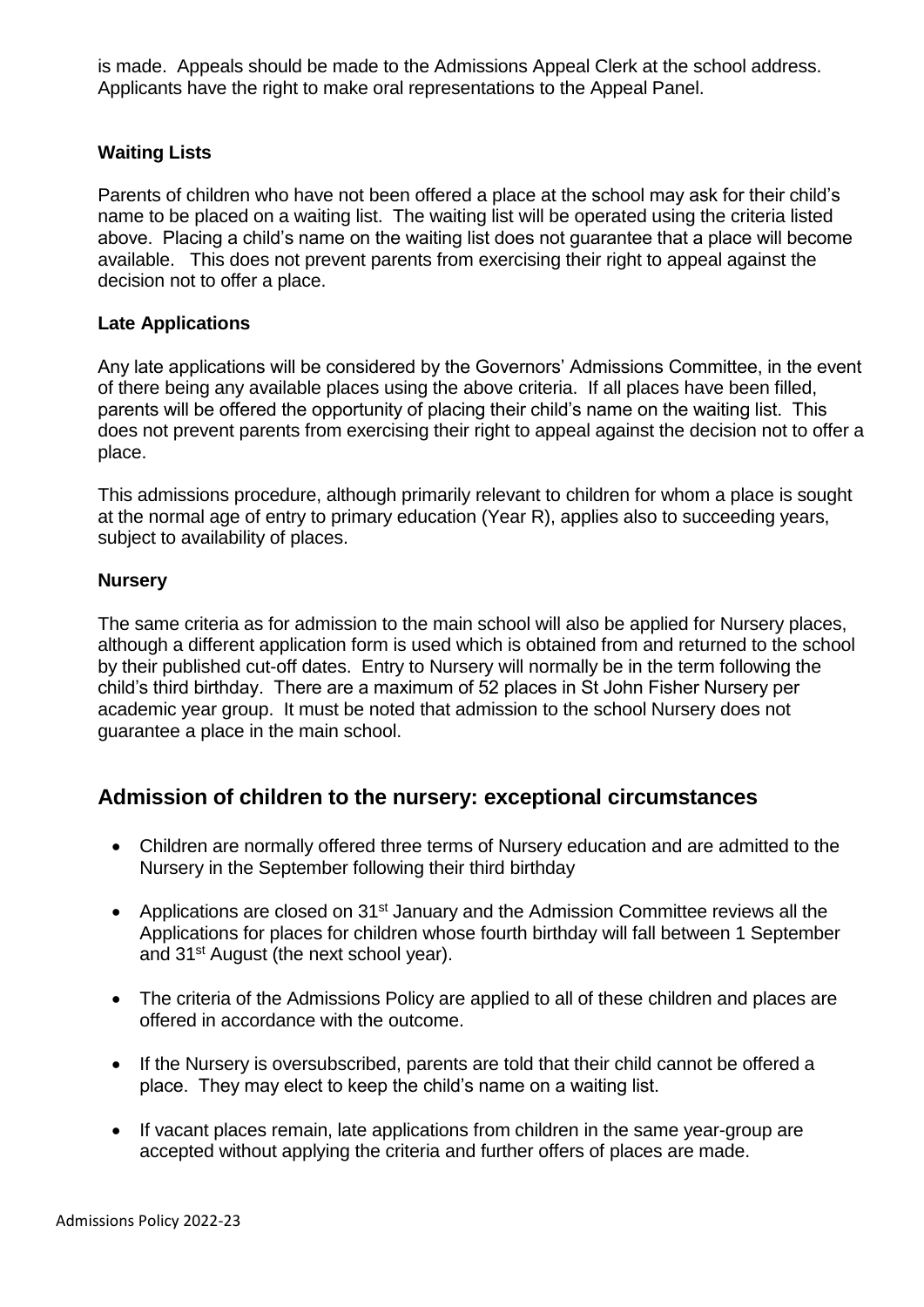is made. Appeals should be made to the Admissions Appeal Clerk at the school address. Applicants have the right to make oral representations to the Appeal Panel.

**Waiting Lists**

Parents of children who have not been offered a place at the school may ask for their child's name to be placed on a waiting list. The waiting list will be operated using the criteria listed above. Placing a child's name on the waiting list does not guarantee that a place will become available. This does not prevent parents from exercising their right to appeal against the decision not to offer a place.

**Late Applications**

Any late applications will be considered by the Governors' Admissions Committee, in the event of there being any available places using the above criteria. If all places have been filled, parents will be offered the opportunity of placing their child's name on the waiting list. This does not prevent parents from exercising their right to appeal against the decision not to offer a place.

This admissions procedure, although primarily relevant to children for whom a place is sought at the normal age of entry to primary education (Year R), applies also to succeeding years, subject to availability of places.

**Nursery**

The same criteria as for admission to the main school will also be applied for Nursery places, although a different application form is used which is obtained from and returned to the school by their published cut-off dates. Entry to Nursery will normally be in the term following the child's third birthday. There are a maximum of 52 places in St John Fisher Nursery per academic year group. It must be noted that admission to the school Nursery does not guarantee a place in the main school.

## Admission of children to the nursery: exceptional circumstances

- Children are normally offered three terms of Nursery education and are admitted to the Nursery in the September following their third birthday
- Applications are closed on 31st January and the Admission Committee reviews all the Applications for places for children whose fourth birthday will fall between 1 September and 31st August (the next school year).
- The criteria of the Admissions Policy are applied to all of these children and places are offered in accordance with the outcome.
- If the Nursery is oversubscribed, parents are told that their child cannot be offered a place. They may elect to keep the child's name on a waiting list.
- If vacant places remain, late applications from children in the same year-group are accepted without applying the criteria and further offers of places are made.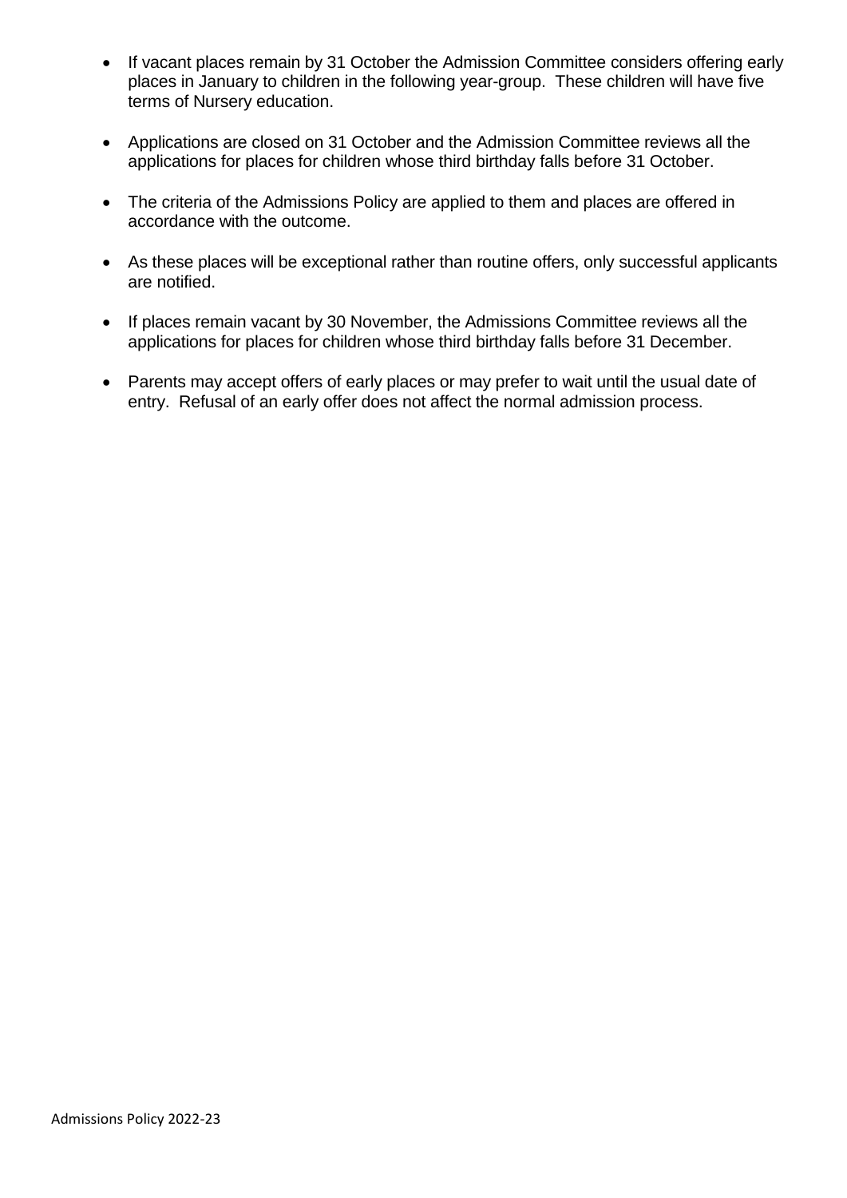- If vacant places remain by 31 October the Admission Committee considers offering early places in January to children in the following year-group. These children will have five terms of Nursery education.

- Applications are closed on 31 October and the Admission Committee reviews all the applications for places for children whose third birthday falls before 31 October.

- The criteria of the Admissions Policy are applied to them and places are offered in accordance with the outcome.

- As these places will be exceptional rather than routine offers, only successful applicants are notified.

- If places remain vacant by 30 November, the Admissions Committee reviews all the applications for places for children whose third birthday falls before 31 December.

- Parents may accept offers of early places or may prefer to wait until the usual date of entry. Refusal of an early offer does not affect the normal admission process.